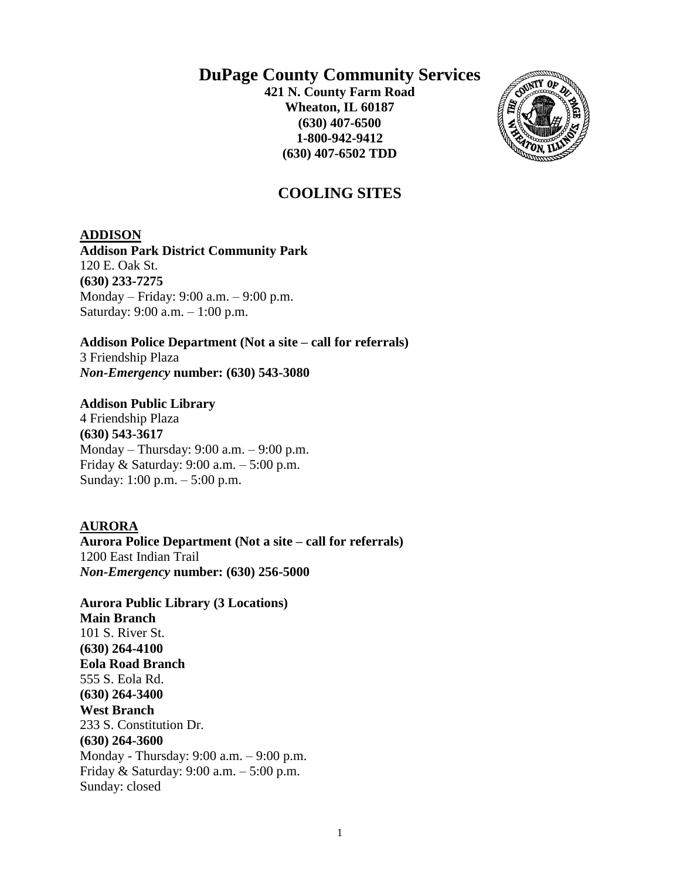# DuPage County Community Services

**421 N. County Farm Road**
**Wheaton, IL 60187**
**(630) 407-6500**
**1-800-942-9412**
**(630) 407-6502 TDD**

## COOLING SITES

### ADDISON

**Addison Park District Community Park**
120 E. Oak St.
**(630) 233-7275**
Monday – Friday: 9:00 a.m. – 9:00 p.m.
Saturday: 9:00 a.m. – 1:00 p.m.

**Addison Police Department (Not a site – call for referrals)**
3 Friendship Plaza
***Non-Emergency* number: (630) 543-3080**

**Addison Public Library**
4 Friendship Plaza
**(630) 543-3617**
Monday – Thursday: 9:00 a.m. – 9:00 p.m.
Friday & Saturday: 9:00 a.m. – 5:00 p.m.
Sunday: 1:00 p.m. – 5:00 p.m.

### AURORA

**Aurora Police Department (Not a site – call for referrals)**
1200 East Indian Trail
***Non-Emergency* number: (630) 256-5000**

**Aurora Public Library (3 Locations)**
**Main Branch**
101 S. River St.
**(630) 264-4100**
**Eola Road Branch**
555 S. Eola Rd.
**(630) 264-3400**
**West Branch**
233 S. Constitution Dr.
**(630) 264-3600**
Monday - Thursday: 9:00 a.m. – 9:00 p.m.
Friday & Saturday: 9:00 a.m. – 5:00 p.m.
Sunday: closed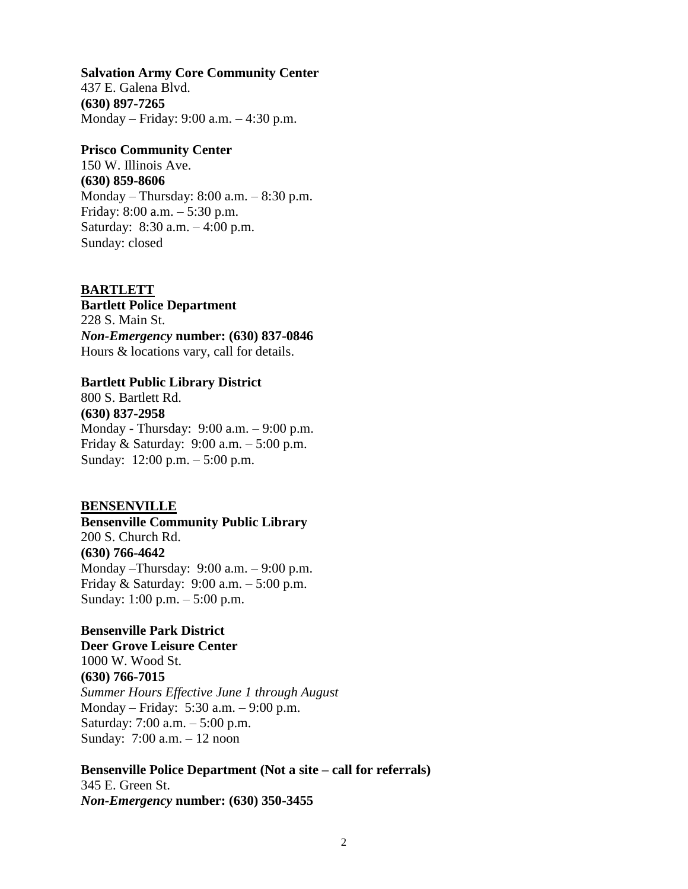**Salvation Army Core Community Center**
437 E. Galena Blvd.
**(630) 897-7265**
Monday – Friday: 9:00 a.m. – 4:30 p.m.

**Prisco Community Center**
150 W. Illinois Ave.
**(630) 859-8606**
Monday – Thursday: 8:00 a.m. – 8:30 p.m.
Friday: 8:00 a.m. – 5:30 p.m.
Saturday: 8:30 a.m. – 4:00 p.m.
Sunday: closed

## BARTLETT

**Bartlett Police Department**
228 S. Main St.
***Non-Emergency* number: (630) 837-0846**
Hours & locations vary, call for details.

**Bartlett Public Library District**
800 S. Bartlett Rd.
**(630) 837-2958**
Monday - Thursday: 9:00 a.m. – 9:00 p.m.
Friday & Saturday: 9:00 a.m. – 5:00 p.m.
Sunday: 12:00 p.m. – 5:00 p.m.

## BENSENVILLE

**Bensenville Community Public Library**
200 S. Church Rd.
**(630) 766-4642**
Monday –Thursday: 9:00 a.m. – 9:00 p.m.
Friday & Saturday: 9:00 a.m. – 5:00 p.m.
Sunday: 1:00 p.m. – 5:00 p.m.

**Bensenville Park District**
**Deer Grove Leisure Center**
1000 W. Wood St.
**(630) 766-7015**
*Summer Hours Effective June 1 through August*
Monday – Friday: 5:30 a.m. – 9:00 p.m.
Saturday: 7:00 a.m. – 5:00 p.m.
Sunday: 7:00 a.m. – 12 noon

**Bensenville Police Department (Not a site – call for referrals)**
345 E. Green St.
***Non-Emergency* number: (630) 350-3455**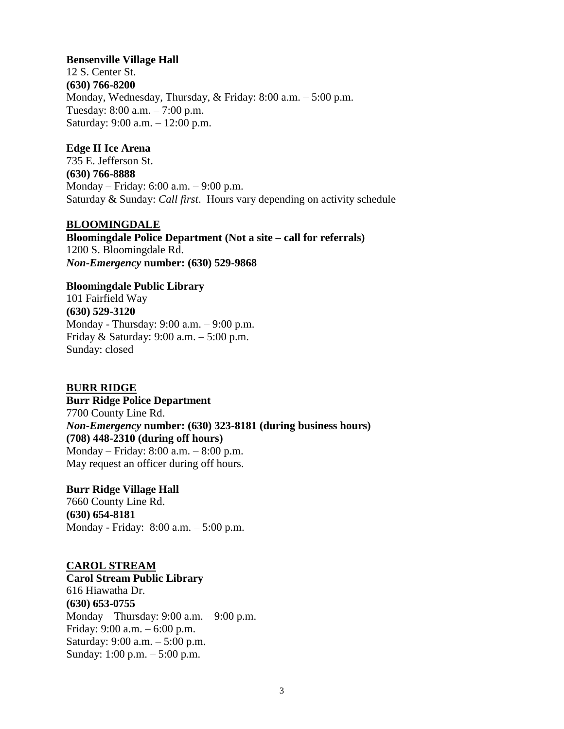**Bensenville Village Hall**
12 S. Center St.
**(630) 766-8200**
Monday, Wednesday, Thursday, & Friday: 8:00 a.m. – 5:00 p.m.
Tuesday: 8:00 a.m. – 7:00 p.m.
Saturday: 9:00 a.m. – 12:00 p.m.

**Edge II Ice Arena**
735 E. Jefferson St.
**(630) 766-8888**
Monday – Friday: 6:00 a.m. – 9:00 p.m.
Saturday & Sunday: *Call first*. Hours vary depending on activity schedule

## BLOOMINGDALE

**Bloomingdale Police Department (Not a site – call for referrals)**
1200 S. Bloomingdale Rd.
***Non-Emergency* number: (630) 529-9868**

**Bloomingdale Public Library**
101 Fairfield Way
**(630) 529-3120**
Monday - Thursday: 9:00 a.m. – 9:00 p.m.
Friday & Saturday: 9:00 a.m. – 5:00 p.m.
Sunday: closed

## BURR RIDGE

**Burr Ridge Police Department**
7700 County Line Rd.
***Non-Emergency* number: (630) 323-8181 (during business hours)**
**(708) 448-2310 (during off hours)**
Monday – Friday: 8:00 a.m. – 8:00 p.m.
May request an officer during off hours.

**Burr Ridge Village Hall**
7660 County Line Rd.
**(630) 654-8181**
Monday - Friday: 8:00 a.m. – 5:00 p.m.

## CAROL STREAM

**Carol Stream Public Library**
616 Hiawatha Dr.
**(630) 653-0755**
Monday – Thursday: 9:00 a.m. – 9:00 p.m.
Friday: 9:00 a.m. – 6:00 p.m.
Saturday: 9:00 a.m. – 5:00 p.m.
Sunday: 1:00 p.m. – 5:00 p.m.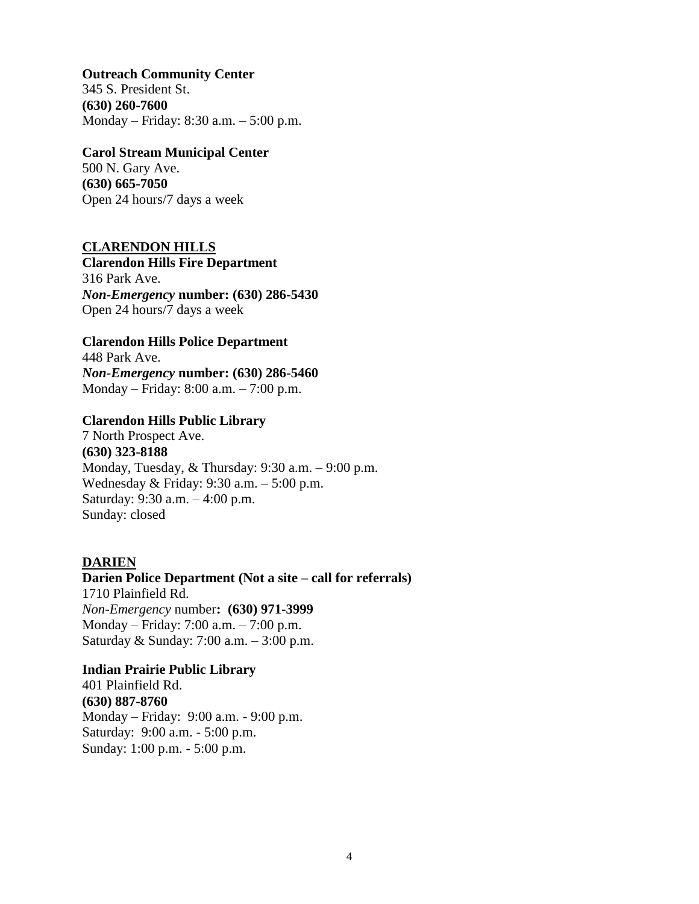**Outreach Community Center**
345 S. President St.
**(630) 260-7600**
Monday – Friday: 8:30 a.m. – 5:00 p.m.

**Carol Stream Municipal Center**
500 N. Gary Ave.
**(630) 665-7050**
Open 24 hours/7 days a week

## CLARENDON HILLS

**Clarendon Hills Fire Department**
316 Park Ave.
***Non-Emergency* number: (630) 286-5430**
Open 24 hours/7 days a week

**Clarendon Hills Police Department**
448 Park Ave.
***Non-Emergency* number: (630) 286-5460**
Monday – Friday: 8:00 a.m. – 7:00 p.m.

**Clarendon Hills Public Library**
7 North Prospect Ave.
**(630) 323-8188**
Monday, Tuesday, & Thursday: 9:30 a.m. – 9:00 p.m.
Wednesday & Friday: 9:30 a.m. – 5:00 p.m.
Saturday: 9:30 a.m. – 4:00 p.m.
Sunday: closed

## DARIEN

**Darien Police Department (Not a site – call for referrals)**
1710 Plainfield Rd.
*Non-Emergency* number**: (630) 971-3999**
Monday – Friday: 7:00 a.m. – 7:00 p.m.
Saturday & Sunday: 7:00 a.m. – 3:00 p.m.

**Indian Prairie Public Library**
401 Plainfield Rd.
**(630) 887-8760**
Monday – Friday: 9:00 a.m. - 9:00 p.m.
Saturday: 9:00 a.m. - 5:00 p.m.
Sunday: 1:00 p.m. - 5:00 p.m.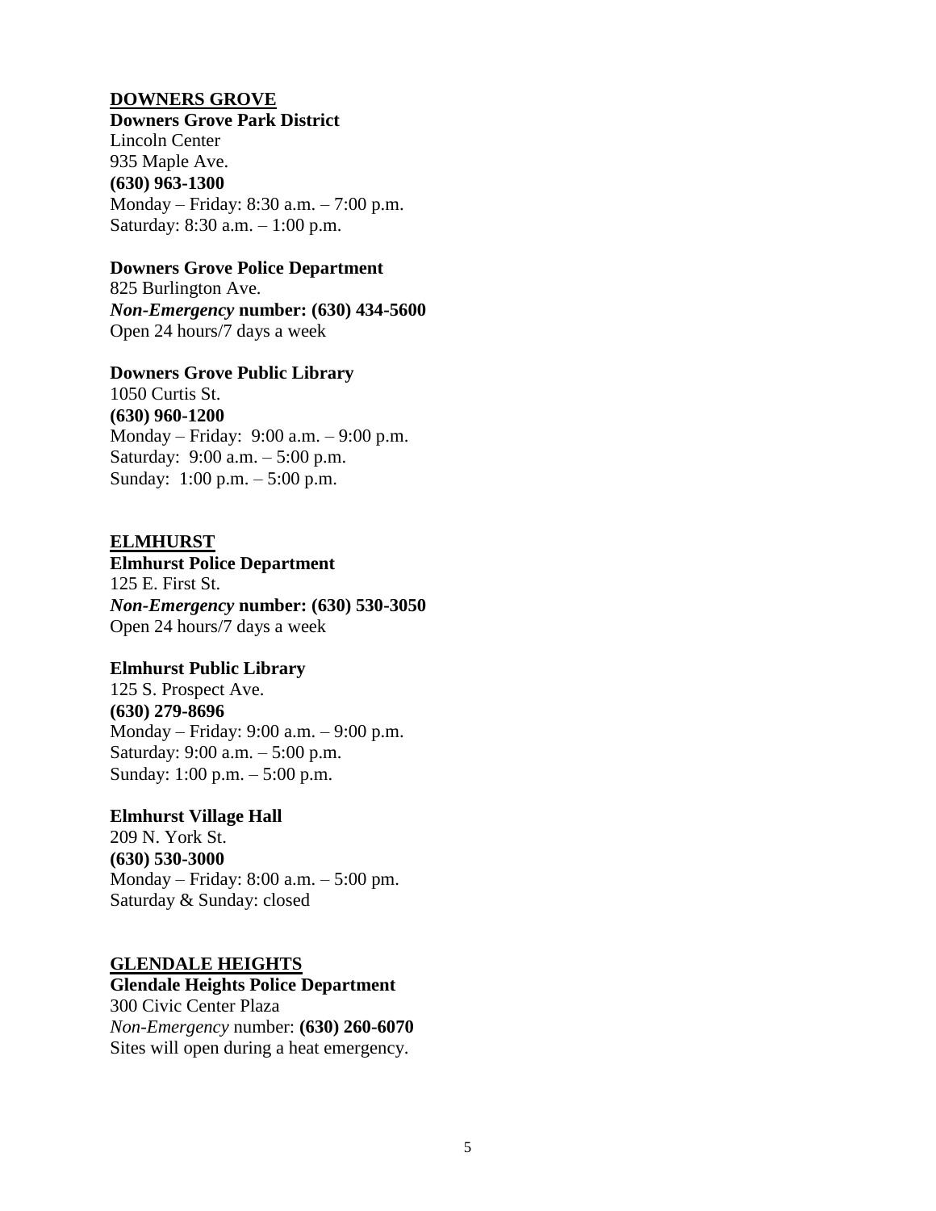## DOWNERS GROVE

**Downers Grove Park District**
Lincoln Center
935 Maple Ave.
**(630) 963-1300**
Monday – Friday: 8:30 a.m. – 7:00 p.m.
Saturday: 8:30 a.m. – 1:00 p.m.

**Downers Grove Police Department**
825 Burlington Ave.
***Non-Emergency* number: (630) 434-5600**
Open 24 hours/7 days a week

**Downers Grove Public Library**
1050 Curtis St.
**(630) 960-1200**
Monday – Friday: 9:00 a.m. – 9:00 p.m.
Saturday: 9:00 a.m. – 5:00 p.m.
Sunday: 1:00 p.m. – 5:00 p.m.

## ELMHURST

**Elmhurst Police Department**
125 E. First St.
***Non-Emergency* number: (630) 530-3050**
Open 24 hours/7 days a week

**Elmhurst Public Library**
125 S. Prospect Ave.
**(630) 279-8696**
Monday – Friday: 9:00 a.m. – 9:00 p.m.
Saturday: 9:00 a.m. – 5:00 p.m.
Sunday: 1:00 p.m. – 5:00 p.m.

**Elmhurst Village Hall**
209 N. York St.
**(630) 530-3000**
Monday – Friday: 8:00 a.m. – 5:00 pm.
Saturday & Sunday: closed

## GLENDALE HEIGHTS

**Glendale Heights Police Department**
300 Civic Center Plaza
*Non-Emergency* number: **(630) 260-6070**
Sites will open during a heat emergency.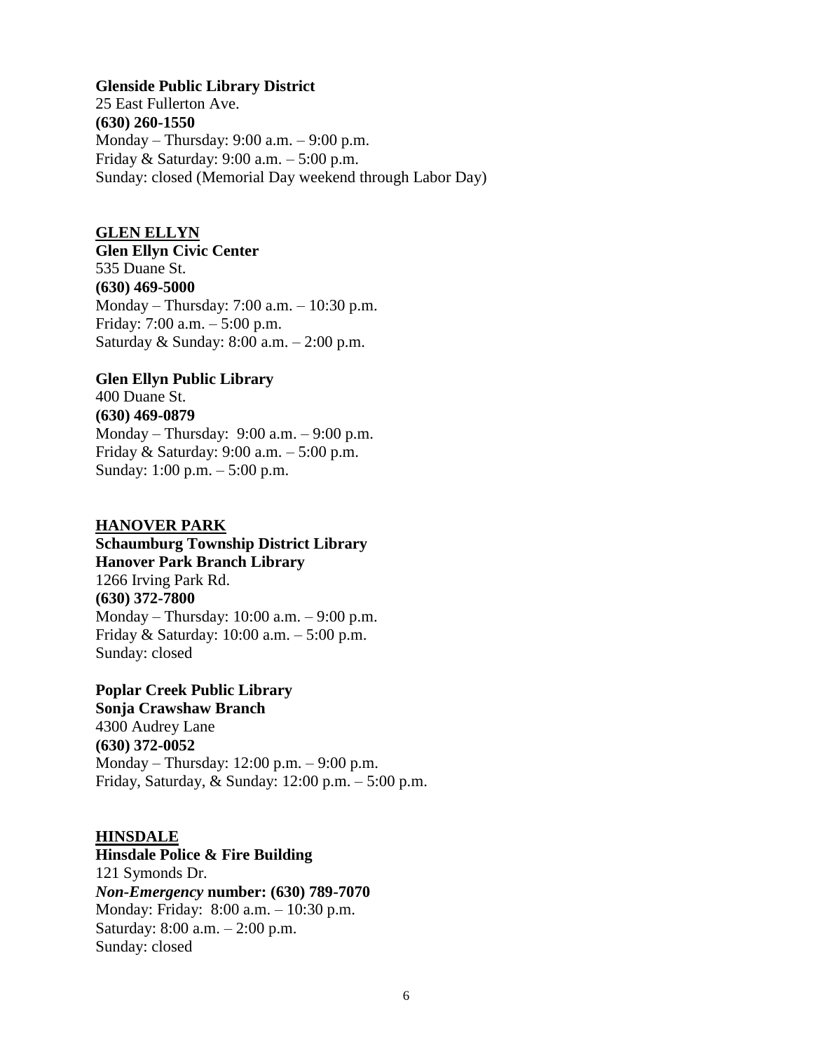**Glenside Public Library District**
25 East Fullerton Ave.
**(630) 260-1550**
Monday – Thursday: 9:00 a.m. – 9:00 p.m.
Friday & Saturday: 9:00 a.m. – 5:00 p.m.
Sunday: closed (Memorial Day weekend through Labor Day)

## GLEN ELLYN

**Glen Ellyn Civic Center**
535 Duane St.
**(630) 469-5000**
Monday – Thursday: 7:00 a.m. – 10:30 p.m.
Friday: 7:00 a.m. – 5:00 p.m.
Saturday & Sunday: 8:00 a.m. – 2:00 p.m.

**Glen Ellyn Public Library**
400 Duane St.
**(630) 469-0879**
Monday – Thursday: 9:00 a.m. – 9:00 p.m.
Friday & Saturday: 9:00 a.m. – 5:00 p.m.
Sunday: 1:00 p.m. – 5:00 p.m.

## HANOVER PARK

**Schaumburg Township District Library**
**Hanover Park Branch Library**
1266 Irving Park Rd.
**(630) 372-7800**
Monday – Thursday: 10:00 a.m. – 9:00 p.m.
Friday & Saturday: 10:00 a.m. – 5:00 p.m.
Sunday: closed

**Poplar Creek Public Library**
**Sonja Crawshaw Branch**
4300 Audrey Lane
**(630) 372-0052**
Monday – Thursday: 12:00 p.m. – 9:00 p.m.
Friday, Saturday, & Sunday: 12:00 p.m. – 5:00 p.m.

## HINSDALE

**Hinsdale Police & Fire Building**
121 Symonds Dr.
***Non-Emergency* number: (630) 789-7070**
Monday: Friday: 8:00 a.m. – 10:30 p.m.
Saturday: 8:00 a.m. – 2:00 p.m.
Sunday: closed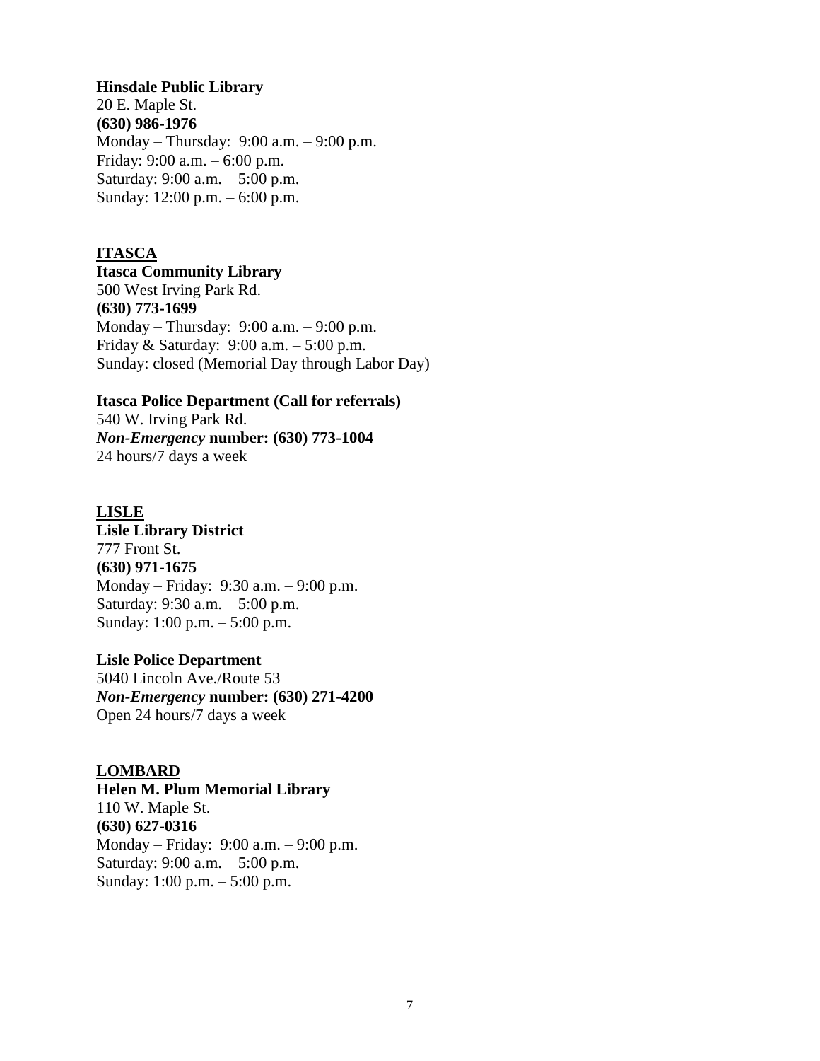**Hinsdale Public Library**
20 E. Maple St.
**(630) 986-1976**
Monday – Thursday: 9:00 a.m. – 9:00 p.m.
Friday: 9:00 a.m. – 6:00 p.m.
Saturday: 9:00 a.m. – 5:00 p.m.
Sunday: 12:00 p.m. – 6:00 p.m.

## ITASCA

**Itasca Community Library**
500 West Irving Park Rd.
**(630) 773-1699**
Monday – Thursday: 9:00 a.m. – 9:00 p.m.
Friday & Saturday: 9:00 a.m. – 5:00 p.m.
Sunday: closed (Memorial Day through Labor Day)

**Itasca Police Department (Call for referrals)**
540 W. Irving Park Rd.
***Non-Emergency* number: (630) 773-1004**
24 hours/7 days a week

## LISLE

**Lisle Library District**
777 Front St.
**(630) 971-1675**
Monday – Friday: 9:30 a.m. – 9:00 p.m.
Saturday: 9:30 a.m. – 5:00 p.m.
Sunday: 1:00 p.m. – 5:00 p.m.

**Lisle Police Department**
5040 Lincoln Ave./Route 53
***Non-Emergency* number: (630) 271-4200**
Open 24 hours/7 days a week

## LOMBARD

**Helen M. Plum Memorial Library**
110 W. Maple St.
**(630) 627-0316**
Monday – Friday: 9:00 a.m. – 9:00 p.m.
Saturday: 9:00 a.m. – 5:00 p.m.
Sunday: 1:00 p.m. – 5:00 p.m.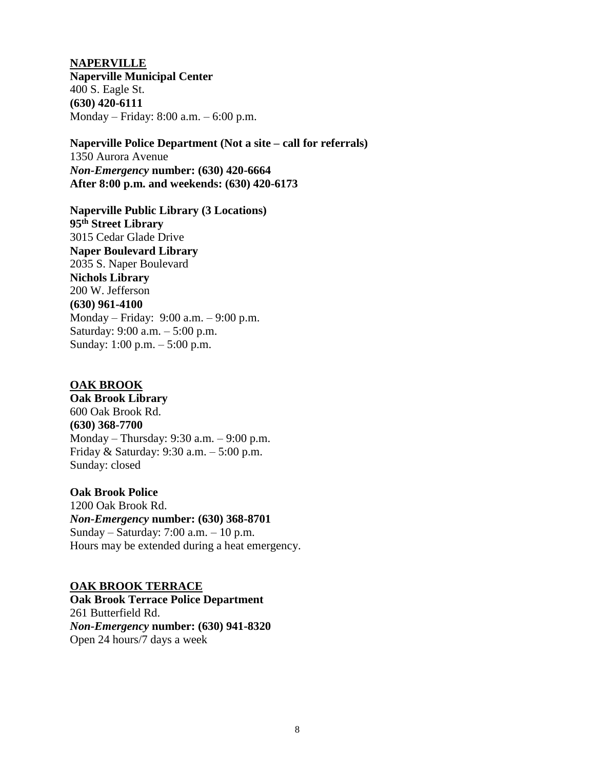## NAPERVILLE

**Naperville Municipal Center**
400 S. Eagle St.
**(630) 420-6111**
Monday – Friday: 8:00 a.m. – 6:00 p.m.

**Naperville Police Department (Not a site – call for referrals)**
1350 Aurora Avenue
***Non-Emergency* number: (630) 420-6664**
**After 8:00 p.m. and weekends: (630) 420-6173**

**Naperville Public Library (3 Locations)**
**95th Street Library**
3015 Cedar Glade Drive
**Naper Boulevard Library**
2035 S. Naper Boulevard
**Nichols Library**
200 W. Jefferson
**(630) 961-4100**
Monday – Friday: 9:00 a.m. – 9:00 p.m.
Saturday: 9:00 a.m. – 5:00 p.m.
Sunday: 1:00 p.m. – 5:00 p.m.

## OAK BROOK

**Oak Brook Library**
600 Oak Brook Rd.
**(630) 368-7700**
Monday – Thursday: 9:30 a.m. – 9:00 p.m.
Friday & Saturday: 9:30 a.m. – 5:00 p.m.
Sunday: closed

**Oak Brook Police**
1200 Oak Brook Rd.
***Non-Emergency* number: (630) 368-8701**
Sunday – Saturday: 7:00 a.m. – 10 p.m.
Hours may be extended during a heat emergency.

## OAK BROOK TERRACE

**Oak Brook Terrace Police Department**
261 Butterfield Rd.
***Non-Emergency* number: (630) 941-8320**
Open 24 hours/7 days a week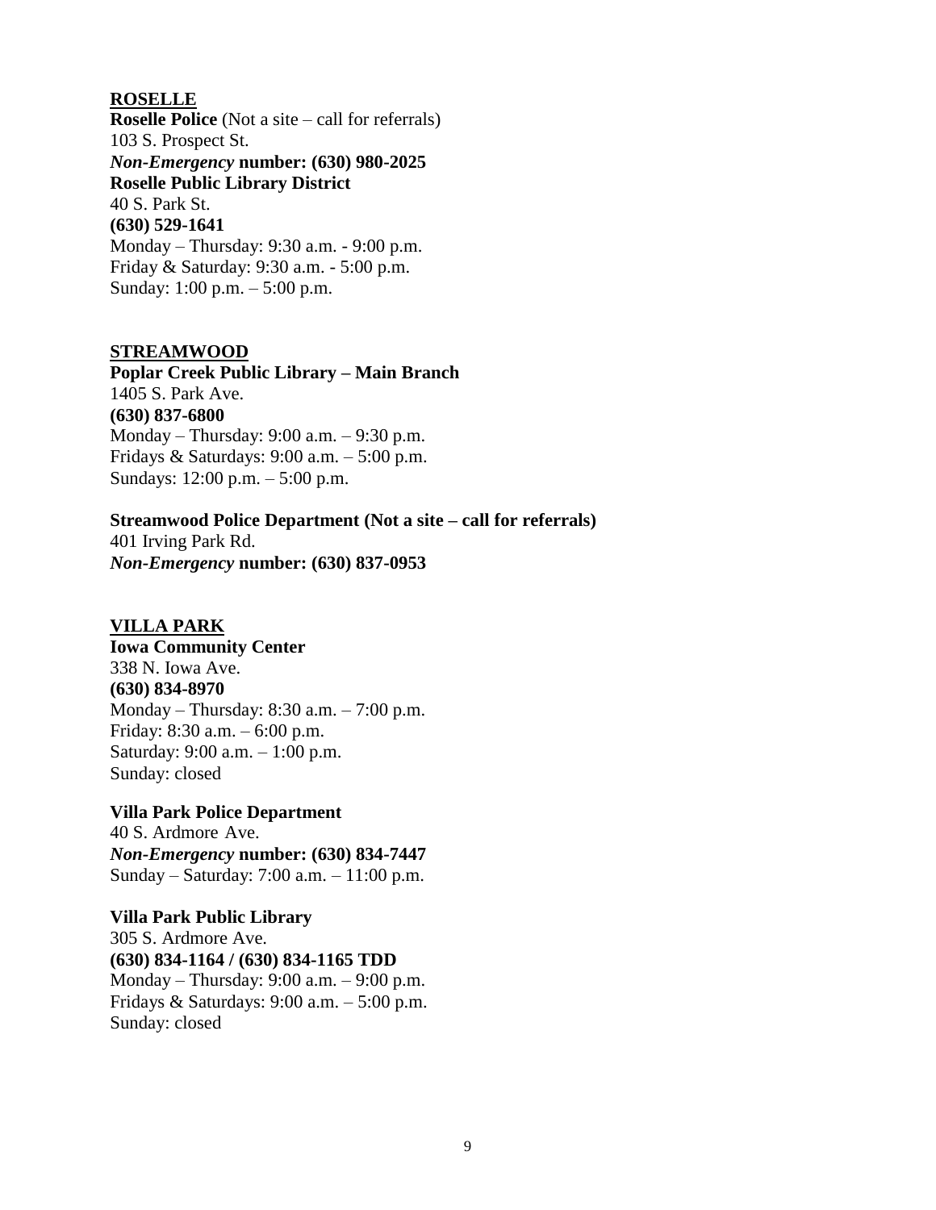## ROSELLE

**Roselle Police** (Not a site – call for referrals)
103 S. Prospect St.
***Non-Emergency* number: (630) 980-2025**

**Roselle Public Library District**
40 S. Park St.
**(630) 529-1641**
Monday – Thursday: 9:30 a.m. - 9:00 p.m.
Friday & Saturday: 9:30 a.m. - 5:00 p.m.
Sunday: 1:00 p.m. – 5:00 p.m.

## STREAMWOOD

**Poplar Creek Public Library – Main Branch**
1405 S. Park Ave.
**(630) 837-6800**
Monday – Thursday: 9:00 a.m. – 9:30 p.m.
Fridays & Saturdays: 9:00 a.m. – 5:00 p.m.
Sundays: 12:00 p.m. – 5:00 p.m.

**Streamwood Police Department (Not a site – call for referrals)**
401 Irving Park Rd.
***Non-Emergency* number: (630) 837-0953**

## VILLA PARK

**Iowa Community Center**
338 N. Iowa Ave.
**(630) 834-8970**
Monday – Thursday: 8:30 a.m. – 7:00 p.m.
Friday: 8:30 a.m. – 6:00 p.m.
Saturday: 9:00 a.m. – 1:00 p.m.
Sunday: closed

**Villa Park Police Department**
40 S. Ardmore Ave.
***Non-Emergency* number: (630) 834-7447**
Sunday – Saturday: 7:00 a.m. – 11:00 p.m.

**Villa Park Public Library**
305 S. Ardmore Ave.
**(630) 834-1164 / (630) 834-1165 TDD**
Monday – Thursday: 9:00 a.m. – 9:00 p.m.
Fridays & Saturdays: 9:00 a.m. – 5:00 p.m.
Sunday: closed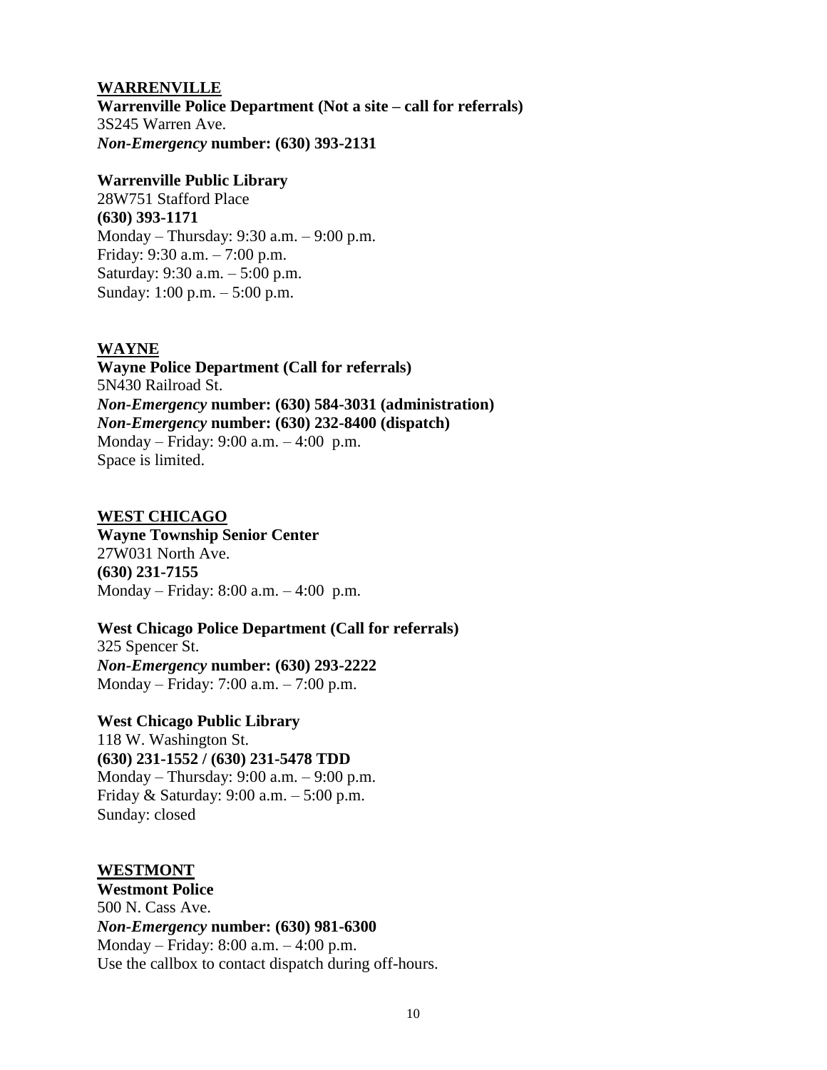## WARRENVILLE

**Warrenville Police Department (Not a site – call for referrals)**
3S245 Warren Ave.
***Non-Emergency* number: (630) 393-2131**

**Warrenville Public Library**
28W751 Stafford Place
**(630) 393-1171**
Monday – Thursday: 9:30 a.m. – 9:00 p.m.
Friday: 9:30 a.m. – 7:00 p.m.
Saturday: 9:30 a.m. – 5:00 p.m.
Sunday: 1:00 p.m. – 5:00 p.m.

## WAYNE

**Wayne Police Department (Call for referrals)**
5N430 Railroad St.
***Non-Emergency* number: (630) 584-3031 (administration)**
***Non-Emergency* number: (630) 232-8400 (dispatch)**
Monday – Friday: 9:00 a.m. – 4:00 p.m.
Space is limited.

## WEST CHICAGO

**Wayne Township Senior Center**
27W031 North Ave.
**(630) 231-7155**
Monday – Friday: 8:00 a.m. – 4:00 p.m.

**West Chicago Police Department (Call for referrals)**
325 Spencer St.
***Non-Emergency* number: (630) 293-2222**
Monday – Friday: 7:00 a.m. – 7:00 p.m.

**West Chicago Public Library**
118 W. Washington St.
**(630) 231-1552 / (630) 231-5478 TDD**
Monday – Thursday: 9:00 a.m. – 9:00 p.m.
Friday & Saturday: 9:00 a.m. – 5:00 p.m.
Sunday: closed

## WESTMONT

**Westmont Police**
500 N. Cass Ave.
***Non-Emergency* number: (630) 981-6300**
Monday – Friday: 8:00 a.m. – 4:00 p.m.
Use the callbox to contact dispatch during off-hours.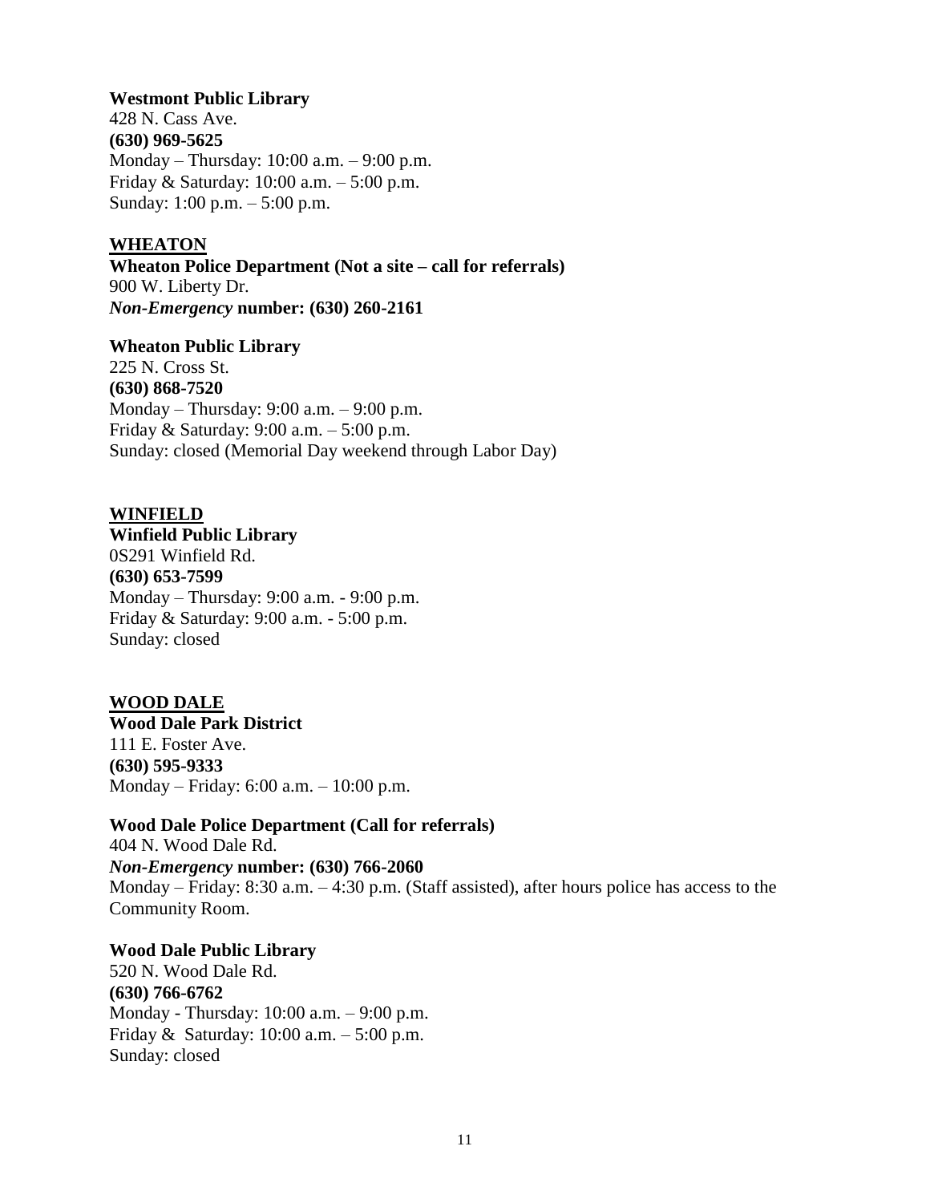**Westmont Public Library**
428 N. Cass Ave.
**(630) 969-5625**
Monday – Thursday: 10:00 a.m. – 9:00 p.m.
Friday & Saturday: 10:00 a.m. – 5:00 p.m.
Sunday: 1:00 p.m. – 5:00 p.m.

## WHEATON

**Wheaton Police Department (Not a site – call for referrals)**
900 W. Liberty Dr.
***Non-Emergency* number: (630) 260-2161**

**Wheaton Public Library**
225 N. Cross St.
**(630) 868-7520**
Monday – Thursday: 9:00 a.m. – 9:00 p.m.
Friday & Saturday: 9:00 a.m. – 5:00 p.m.
Sunday: closed (Memorial Day weekend through Labor Day)

## WINFIELD

**Winfield Public Library**
0S291 Winfield Rd.
**(630) 653-7599**
Monday – Thursday: 9:00 a.m. - 9:00 p.m.
Friday & Saturday: 9:00 a.m. - 5:00 p.m.
Sunday: closed

## WOOD DALE

**Wood Dale Park District**
111 E. Foster Ave.
**(630) 595-9333**
Monday – Friday: 6:00 a.m. – 10:00 p.m.

**Wood Dale Police Department (Call for referrals)**
404 N. Wood Dale Rd.
***Non-Emergency* number: (630) 766-2060**
Monday – Friday: 8:30 a.m. – 4:30 p.m. (Staff assisted), after hours police has access to the Community Room.

**Wood Dale Public Library**
520 N. Wood Dale Rd.
**(630) 766-6762**
Monday - Thursday: 10:00 a.m. – 9:00 p.m.
Friday & Saturday: 10:00 a.m. – 5:00 p.m.
Sunday: closed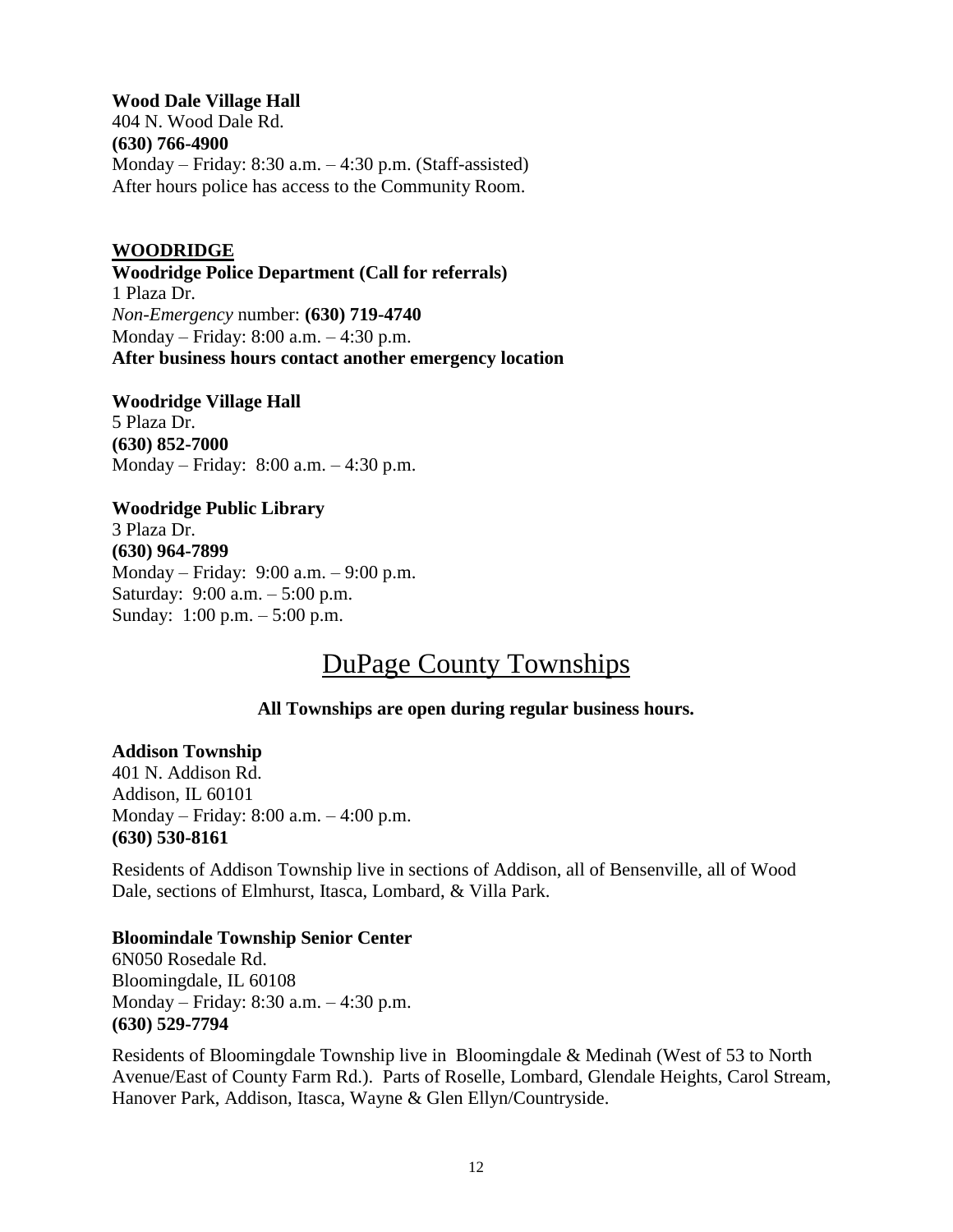**Wood Dale Village Hall**
404 N. Wood Dale Rd.
**(630) 766-4900**
Monday – Friday: 8:30 a.m. – 4:30 p.m. (Staff-assisted)
After hours police has access to the Community Room.

**WOODRIDGE**

**Woodridge Police Department (Call for referrals)**
1 Plaza Dr.
*Non-Emergency* number: **(630) 719-4740**
Monday – Friday: 8:00 a.m. – 4:30 p.m.
**After business hours contact another emergency location**

**Woodridge Village Hall**
5 Plaza Dr.
**(630) 852-7000**
Monday – Friday: 8:00 a.m. – 4:30 p.m.

**Woodridge Public Library**
3 Plaza Dr.
**(630) 964-7899**
Monday – Friday: 9:00 a.m. – 9:00 p.m.
Saturday: 9:00 a.m. – 5:00 p.m.
Sunday: 1:00 p.m. – 5:00 p.m.

# DuPage County Townships

**All Townships are open during regular business hours.**

**Addison Township**
401 N. Addison Rd.
Addison, IL 60101
Monday – Friday: 8:00 a.m. – 4:00 p.m.
**(630) 530-8161**

Residents of Addison Township live in sections of Addison, all of Bensenville, all of Wood Dale, sections of Elmhurst, Itasca, Lombard, & Villa Park.

**Bloomindale Township Senior Center**
6N050 Rosedale Rd.
Bloomingdale, IL 60108
Monday – Friday: 8:30 a.m. – 4:30 p.m.
**(630) 529-7794**

Residents of Bloomingdale Township live in Bloomingdale & Medinah (West of 53 to North Avenue/East of County Farm Rd.). Parts of Roselle, Lombard, Glendale Heights, Carol Stream, Hanover Park, Addison, Itasca, Wayne & Glen Ellyn/Countryside.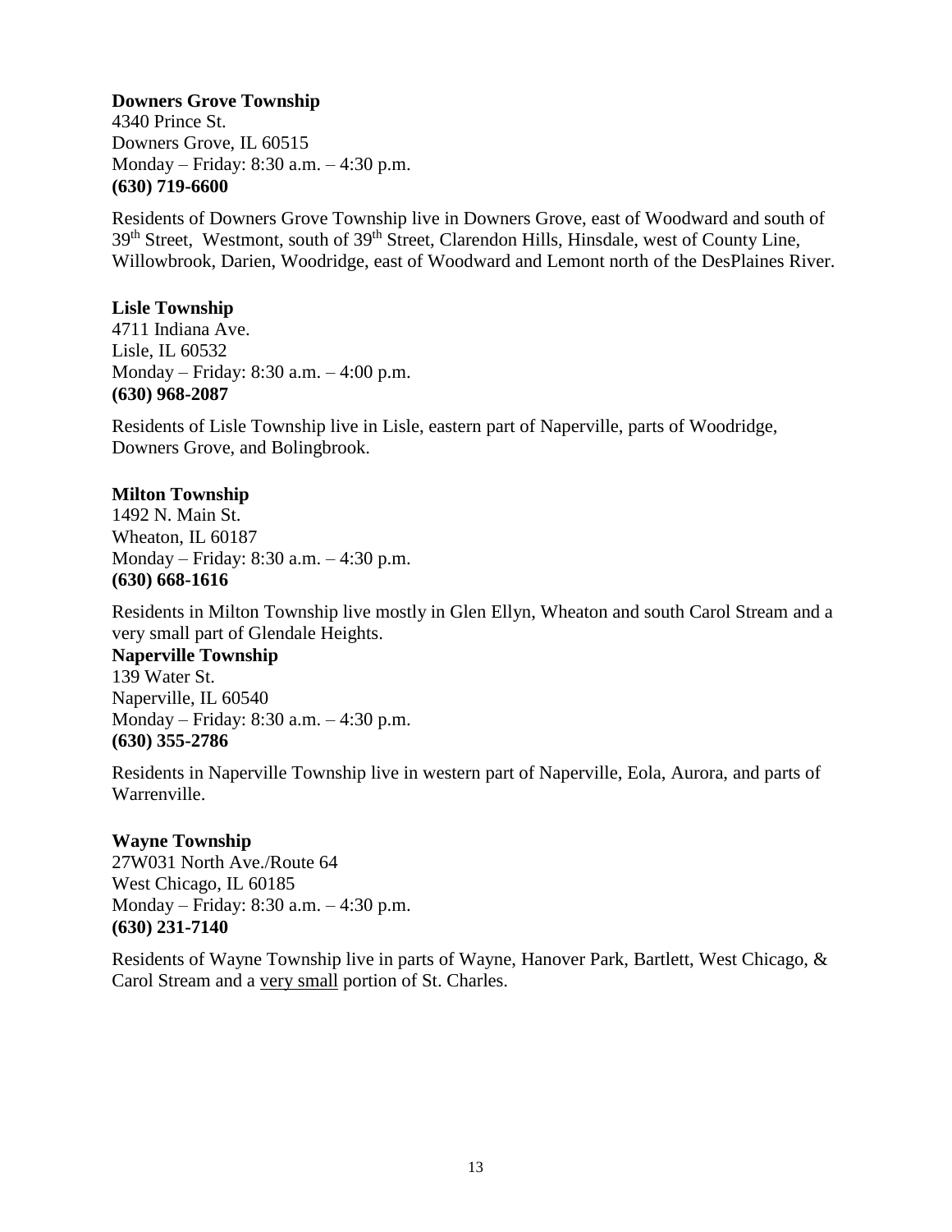**Downers Grove Township**
4340 Prince St.
Downers Grove, IL 60515
Monday – Friday: 8:30 a.m. – 4:30 p.m.
**(630) 719-6600**

Residents of Downers Grove Township live in Downers Grove, east of Woodward and south of 39th Street, Westmont, south of 39th Street, Clarendon Hills, Hinsdale, west of County Line, Willowbrook, Darien, Woodridge, east of Woodward and Lemont north of the DesPlaines River.

**Lisle Township**
4711 Indiana Ave.
Lisle, IL 60532
Monday – Friday: 8:30 a.m. – 4:00 p.m.
**(630) 968-2087**

Residents of Lisle Township live in Lisle, eastern part of Naperville, parts of Woodridge, Downers Grove, and Bolingbrook.

**Milton Township**
1492 N. Main St.
Wheaton, IL 60187
Monday – Friday: 8:30 a.m. – 4:30 p.m.
**(630) 668-1616**

Residents in Milton Township live mostly in Glen Ellyn, Wheaton and south Carol Stream and a very small part of Glendale Heights.

**Naperville Township**
139 Water St.
Naperville, IL 60540
Monday – Friday: 8:30 a.m. – 4:30 p.m.
**(630) 355-2786**

Residents in Naperville Township live in western part of Naperville, Eola, Aurora, and parts of Warrenville.

**Wayne Township**
27W031 North Ave./Route 64
West Chicago, IL 60185
Monday – Friday: 8:30 a.m. – 4:30 p.m.
**(630) 231-7140**

Residents of Wayne Township live in parts of Wayne, Hanover Park, Bartlett, West Chicago, & Carol Stream and a very small portion of St. Charles.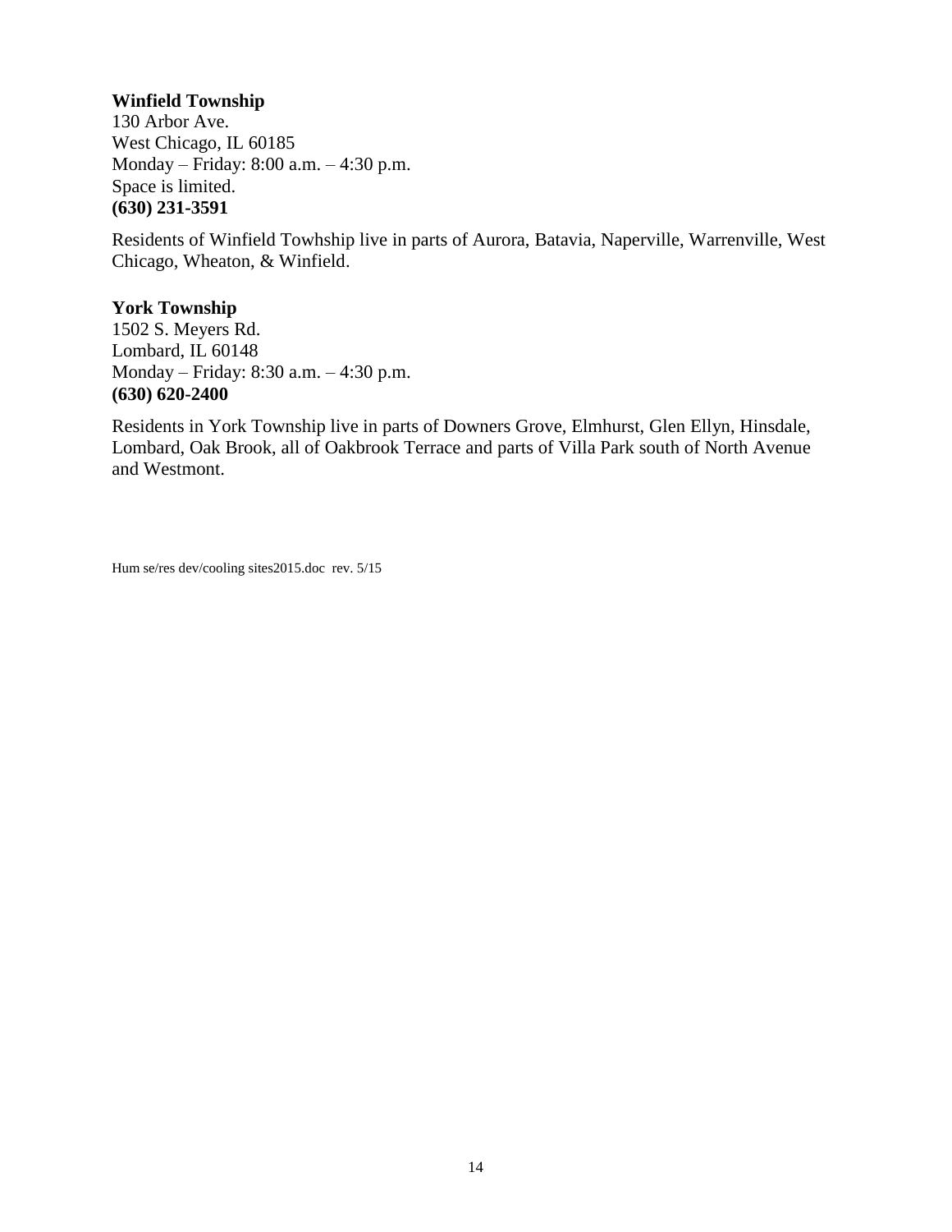**Winfield Township**
130 Arbor Ave.
West Chicago, IL 60185
Monday – Friday: 8:00 a.m. – 4:30 p.m.
Space is limited.
**(630) 231-3591**

Residents of Winfield Towhship live in parts of Aurora, Batavia, Naperville, Warrenville, West Chicago, Wheaton, & Winfield.

**York Township**
1502 S. Meyers Rd.
Lombard, IL 60148
Monday – Friday: 8:30 a.m. – 4:30 p.m.
**(630) 620-2400**

Residents in York Township live in parts of Downers Grove, Elmhurst, Glen Ellyn, Hinsdale, Lombard, Oak Brook, all of Oakbrook Terrace and parts of Villa Park south of North Avenue and Westmont.

Hum se/res dev/cooling sites2015.doc rev. 5/15